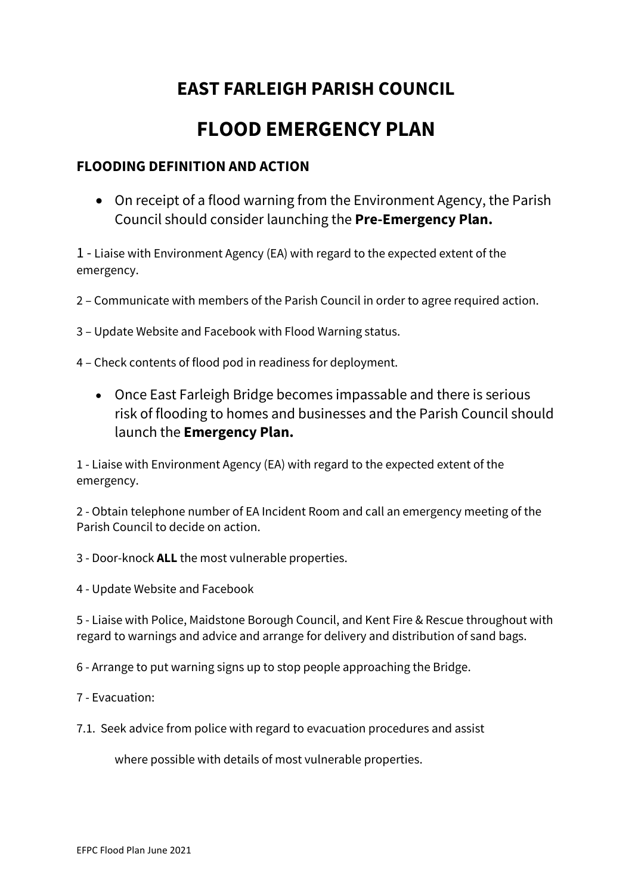# EAST FARLEIGH PARISH COUNCIL

# FLOOD EMERGENCY PLAN

### FLOODING DEFINITION AND ACTION

- On receipt of a flood warning from the Environment Agency, the Parish Council should consider launching the **Pre-Emergency Plan.**

1 - Liaise with Environment Agency (EA) with regard to the expected extent of the emergency.

2 – Communicate with members of the Parish Council in order to agree required action.

3 – Update Website and Facebook with Flood Warning status.

4 – Check contents of flood pod in readiness for deployment.

- Once East Farleigh Bridge becomes impassable and there is serious risk of flooding to homes and businesses and the Parish Council should launch the **Emergency Plan.**

1 - Liaise with Environment Agency (EA) with regard to the expected extent of the emergency.

2 - Obtain telephone number of EA Incident Room and call an emergency meeting of the Parish Council to decide on action.

3 - Door-knock **ALL** the most vulnerable properties.

4 - Update Website and Facebook

5 - Liaise with Police, Maidstone Borough Council, and Kent Fire & Rescue throughout with regard to warnings and advice and arrange for delivery and distribution of sand bags.

6 - Arrange to put warning signs up to stop people approaching the Bridge.

7 - Evacuation:

7.1. Seek advice from police with regard to evacuation procedures and assist where possible with details of most vulnerable properties.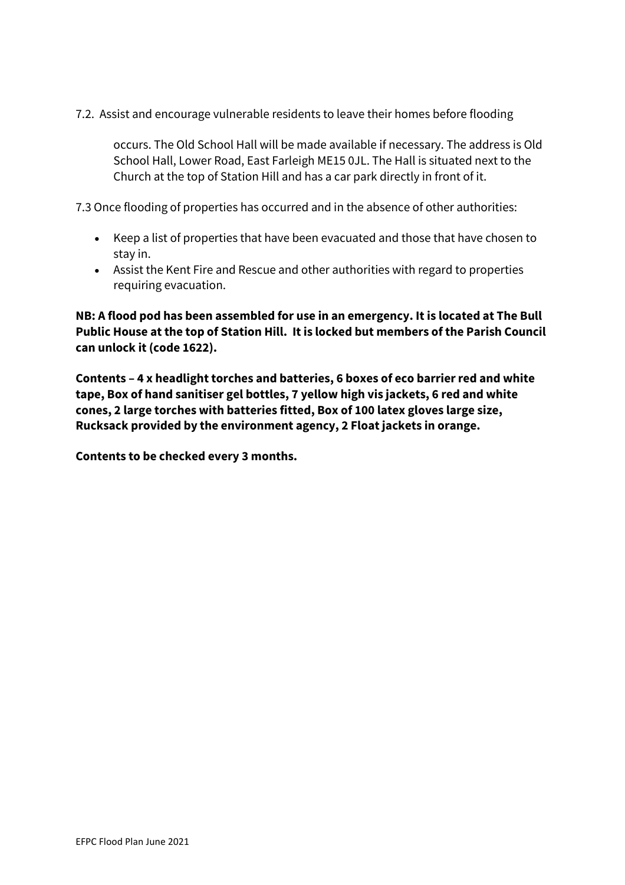7.2. Assist and encourage vulnerable residents to leave their homes before flooding

occurs. The Old School Hall will be made available if necessary. The address is Old School Hall, Lower Road, East Farleigh ME15 0JL. The Hall is situated next to the Church at the top of Station Hill and has a car park directly in front of it.

7.3 Once flooding of properties has occurred and in the absence of other authorities:

- Keep a list of properties that have been evacuated and those that have chosen to stay in.
- Assist the Kent Fire and Rescue and other authorities with regard to properties requiring evacuation.

**NB: A flood pod has been assembled for use in an emergency. It is located at The Bull Public House at the top of Station Hill. It is locked but members of the Parish Council can unlock it (code 1622).**

**Contents – 4 x headlight torches and batteries, 6 boxes of eco barrier red and white tape, Box of hand sanitiser gel bottles, 7 yellow high vis jackets, 6 red and white cones, 2 large torches with batteries fitted, Box of 100 latex gloves large size, Rucksack provided by the environment agency, 2 Float jackets in orange.**

**Contents to be checked every 3 months.**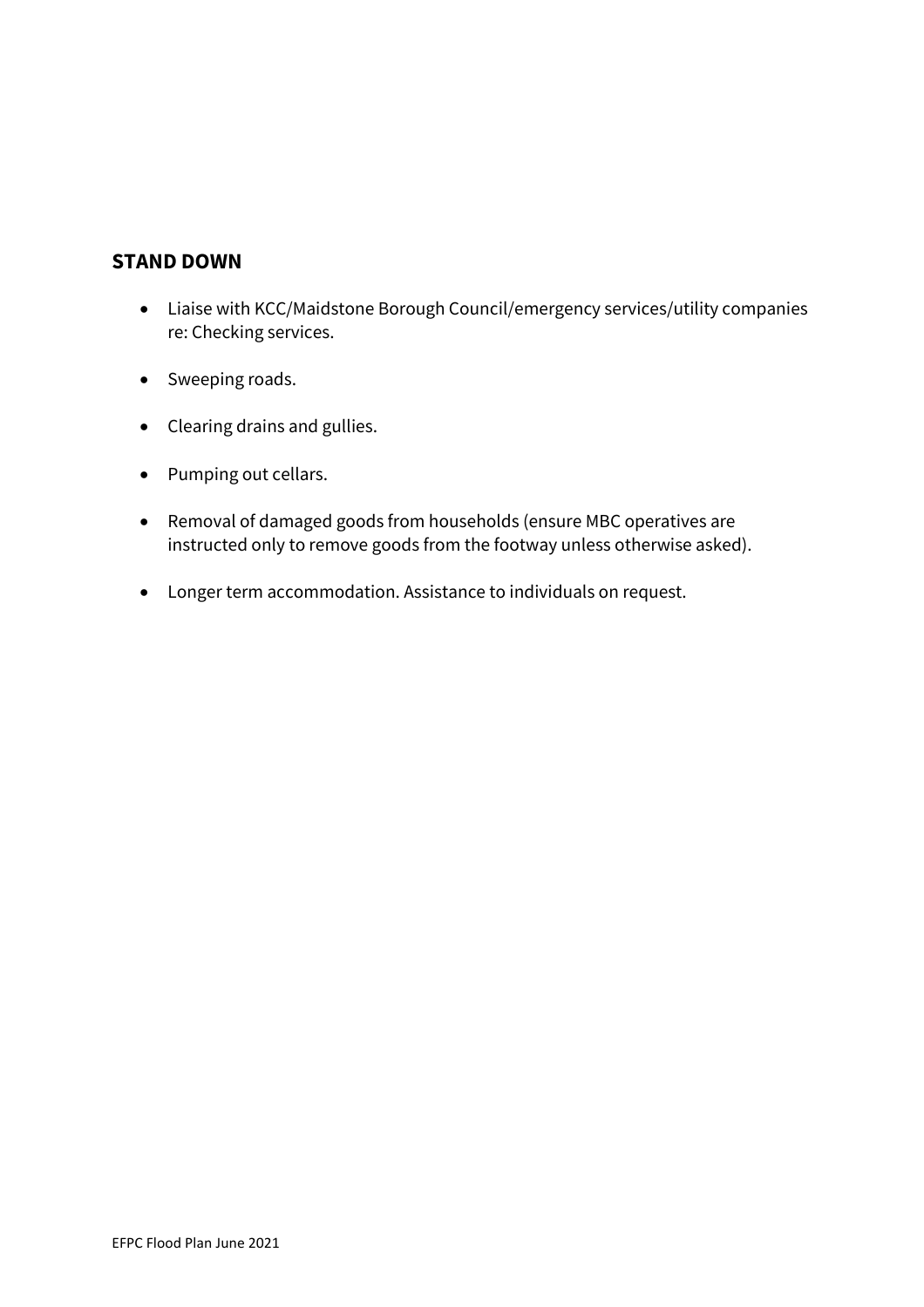## STAND DOWN

- Liaise with KCC/Maidstone Borough Council/emergency services/utility companies re: Checking services.
- Sweeping roads.
- Clearing drains and gullies.
- Pumping out cellars.
- Removal of damaged goods from households (ensure MBC operatives are instructed only to remove goods from the footway unless otherwise asked).
- Longer term accommodation. Assistance to individuals on request.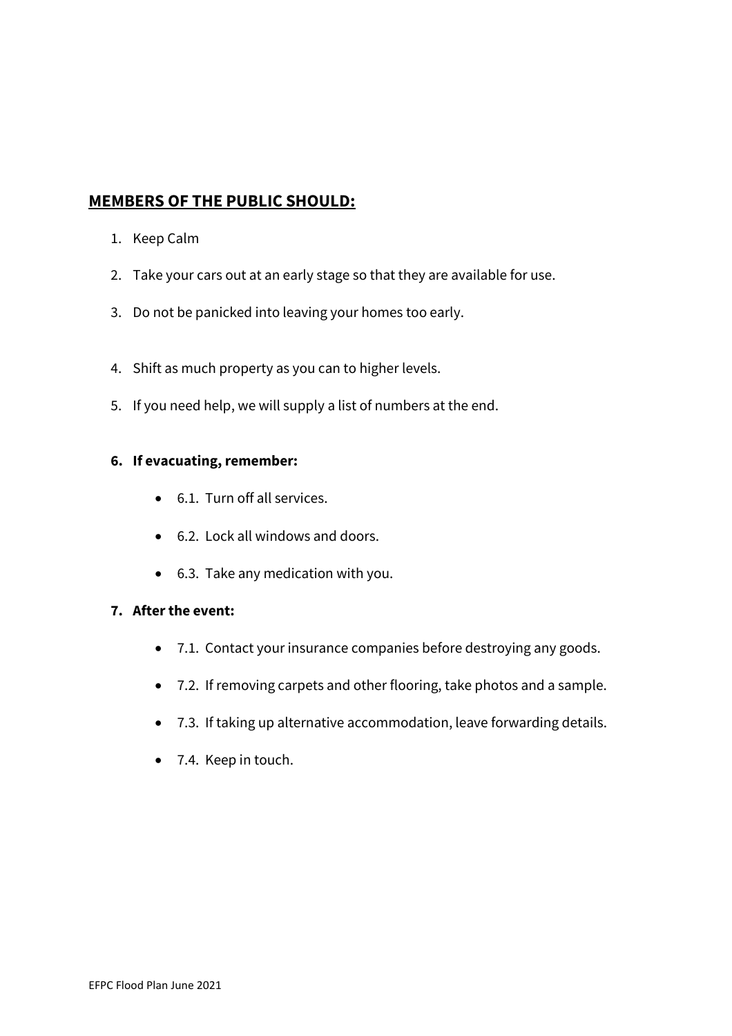## MEMBERS OF THE PUBLIC SHOULD:

1. Keep Calm
2. Take your cars out at an early stage so that they are available for use.
3. Do not be panicked into leaving your homes too early.
4. Shift as much property as you can to higher levels.
5. If you need help, we will supply a list of numbers at the end.
6. **If evacuating, remember:**
   - 6.1. Turn off all services.
   - 6.2. Lock all windows and doors.
   - 6.3. Take any medication with you.
7. **After the event:**
   - 7.1. Contact your insurance companies before destroying any goods.
   - 7.2. If removing carpets and other flooring, take photos and a sample.
   - 7.3. If taking up alternative accommodation, leave forwarding details.
   - 7.4. Keep in touch.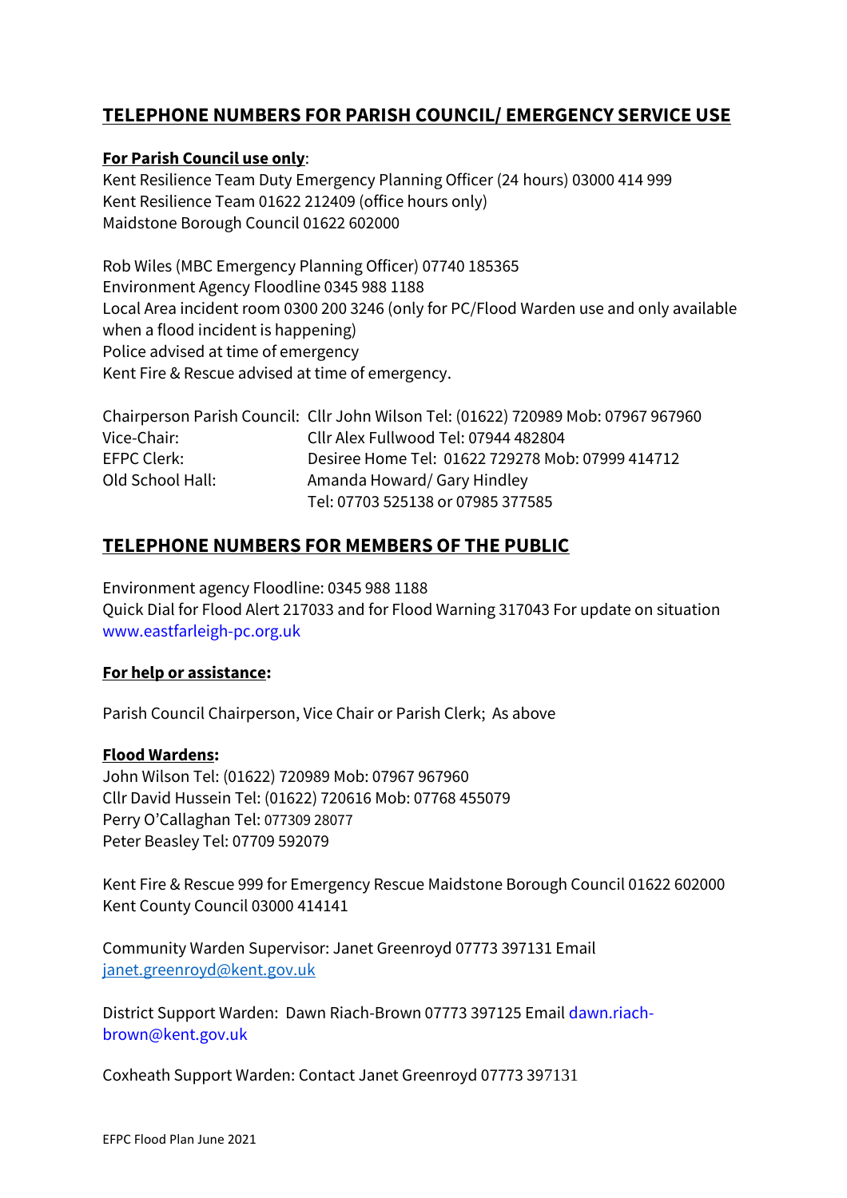## TELEPHONE NUMBERS FOR PARISH COUNCIL/ EMERGENCY SERVICE USE

**For Parish Council use only**:
Kent Resilience Team Duty Emergency Planning Officer (24 hours) 03000 414 999
Kent Resilience Team 01622 212409 (office hours only)
Maidstone Borough Council 01622 602000

Rob Wiles (MBC Emergency Planning Officer) 07740 185365
Environment Agency Floodline 0345 988 1188
Local Area incident room 0300 200 3246 (only for PC/Flood Warden use and only available when a flood incident is happening)
Police advised at time of emergency
Kent Fire & Rescue advised at time of emergency.

| | |
|---|---|
| Chairperson Parish Council: | Cllr John Wilson Tel: (01622) 720989 Mob: 07967 967960 |
| Vice-Chair: | Cllr Alex Fullwood Tel: 07944 482804 |
| EFPC Clerk: | Desiree Home Tel: 01622 729278 Mob: 07999 414712 |
| Old School Hall: | Amanda Howard/ Gary Hindley<br>Tel: 07703 525138 or 07985 377585 |

## TELEPHONE NUMBERS FOR MEMBERS OF THE PUBLIC

Environment agency Floodline: 0345 988 1188
Quick Dial for Flood Alert 217033 and for Flood Warning 317043 For update on situation www.eastfarleigh-pc.org.uk

**For help or assistance:**

Parish Council Chairperson, Vice Chair or Parish Clerk; As above

**Flood Wardens:**
John Wilson Tel: (01622) 720989 Mob: 07967 967960
Cllr David Hussein Tel: (01622) 720616 Mob: 07768 455079
Perry O'Callaghan Tel: 077309 28077
Peter Beasley Tel: 07709 592079

Kent Fire & Rescue 999 for Emergency Rescue Maidstone Borough Council 01622 602000
Kent County Council 03000 414141

Community Warden Supervisor: Janet Greenroyd 07773 397131 Email janet.greenroyd@kent.gov.uk

District Support Warden: Dawn Riach-Brown 07773 397125 Email dawn.riach-brown@kent.gov.uk

Coxheath Support Warden: Contact Janet Greenroyd 07773 397131

EFPC Flood Plan June 2021